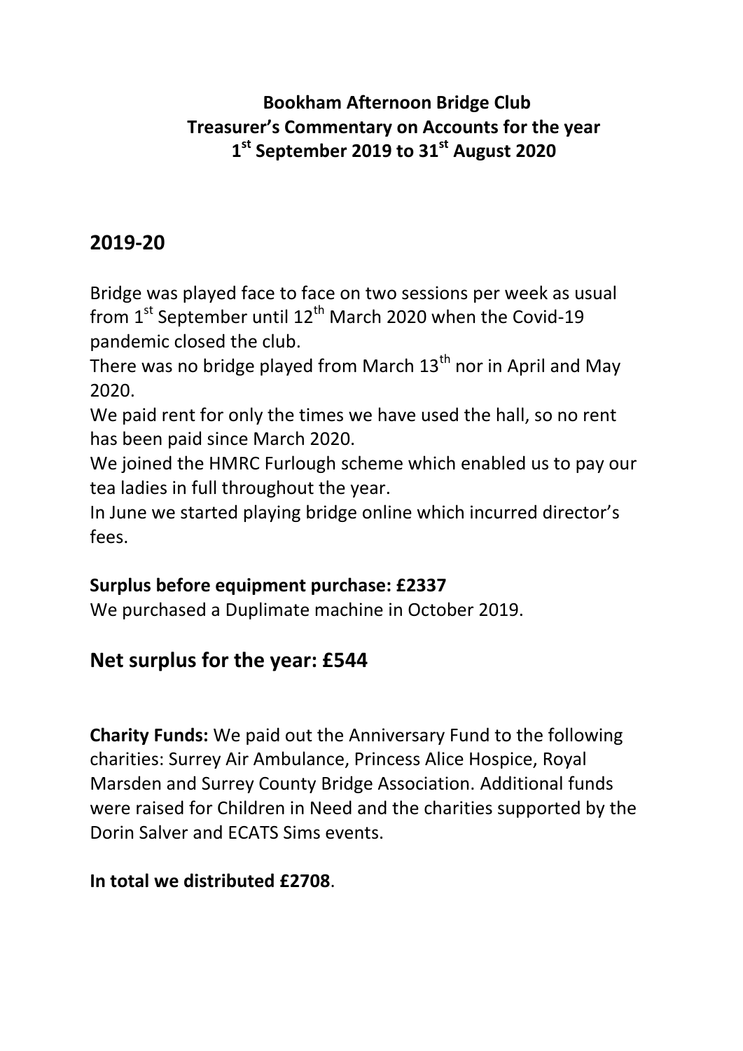**Bookham Afternoon Bridge Club**
**Treasurer's Commentary on Accounts for the year**
**1st September 2019 to 31st August 2020**

## 2019-20

Bridge was played face to face on two sessions per week as usual from 1st September until 12th March 2020 when the Covid-19 pandemic closed the club.

There was no bridge played from March 13th nor in April and May 2020.

We paid rent for only the times we have used the hall, so no rent has been paid since March 2020.

We joined the HMRC Furlough scheme which enabled us to pay our tea ladies in full throughout the year.

In June we started playing bridge online which incurred director's fees.

**Surplus before equipment purchase: £2337**

We purchased a Duplimate machine in October 2019.

## Net surplus for the year: £544

**Charity Funds:** We paid out the Anniversary Fund to the following charities: Surrey Air Ambulance, Princess Alice Hospice, Royal Marsden and Surrey County Bridge Association. Additional funds were raised for Children in Need and the charities supported by the Dorin Salver and ECATS Sims events.

**In total we distributed £2708**.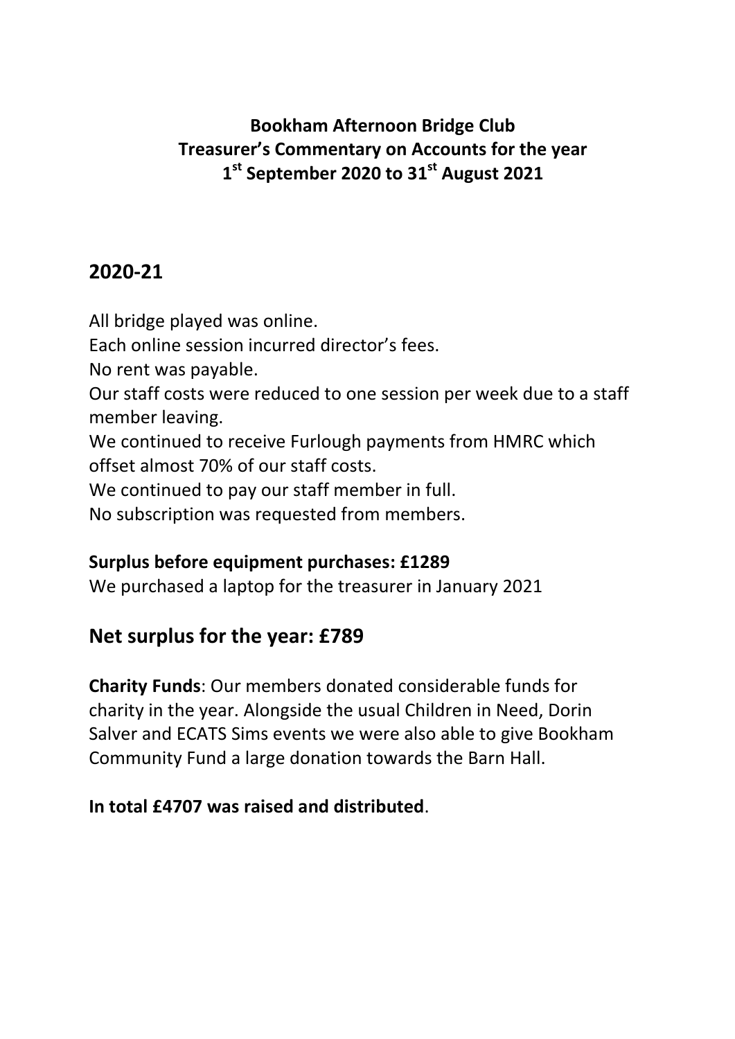**Bookham Afternoon Bridge Club**
**Treasurer's Commentary on Accounts for the year**
**1st September 2020 to 31st August 2021**

## 2020-21

All bridge played was online.
Each online session incurred director's fees.
No rent was payable.
Our staff costs were reduced to one session per week due to a staff member leaving.
We continued to receive Furlough payments from HMRC which offset almost 70% of our staff costs.
We continued to pay our staff member in full.
No subscription was requested from members.

**Surplus before equipment purchases: £1289**
We purchased a laptop for the treasurer in January 2021

## Net surplus for the year: £789

**Charity Funds**: Our members donated considerable funds for charity in the year. Alongside the usual Children in Need, Dorin Salver and ECATS Sims events we were also able to give Bookham Community Fund a large donation towards the Barn Hall.

**In total £4707 was raised and distributed**.